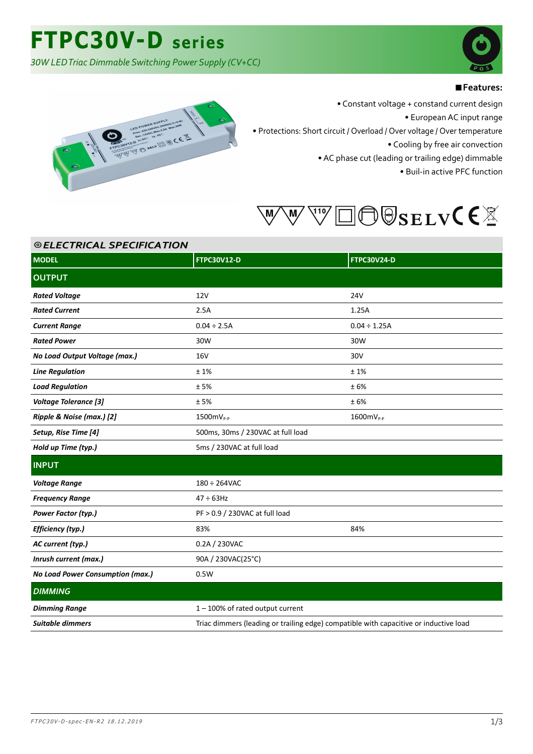# FTPC30V-D series

*30W LED Triac Dimmable Switching Power Supply (CV+CC)*

■ **Features:**

- Constant voltage + constand current design
- European AC input range
- Protections: Short circuit / Overload / Over voltage / Over temperature
- Cooling by free air convection
- AC phase cut (leading or trailing edge) dimmable
- Buil-in active PFC function

## ◎ ELECTRICAL SPECIFICATION

| MODEL | FTPC30V12-D | FTPC30V24-D |
|---|---|---|
| **OUTPUT** | | |
| ***Rated Voltage*** | 12V | 24V |
| ***Rated Current*** | 2.5A | 1.25A |
| ***Current Range*** | 0.04 ÷ 2.5A | 0.04 ÷ 1.25A |
| ***Rated Power*** | 30W | 30W |
| ***No Load Output Voltage (max.)*** | 16V | 30V |
| ***Line Regulation*** | ± 1% | ± 1% |
| ***Load Regulation*** | ± 5% | ± 6% |
| ***Voltage Tolerance [3]*** | ± 5% | ± 6% |
| ***Ripple & Noise (max.) [2]*** | 1500mV$_{p-p}$ | 1600mV$_{p-p}$ |
| ***Setup, Rise Time [4]*** | 500ms, 30ms / 230VAC at full load | |
| ***Hold up Time (typ.)*** | 5ms / 230VAC at full load | |
| **INPUT** | | |
| ***Voltage Range*** | 180 ÷ 264VAC | |
| ***Frequency Range*** | 47 ÷ 63Hz | |
| ***Power Factor (typ.)*** | PF > 0.9 / 230VAC at full load | |
| ***Efficiency (typ.)*** | 83% | 84% |
| ***AC current (typ.)*** | 0.2A / 230VAC | |
| ***Inrush current (max.)*** | 90A / 230VAC(25°C) | |
| ***No Load Power Consumption (max.)*** | 0.5W | |
| ***DIMMING*** | | |
| ***Dimming Range*** | 1 – 100% of rated output current | |
| ***Suitable dimmers*** | Triac dimmers (leading or trailing edge) compatible with capacitive or inductive load | |

*FTPC30V-D-spec-EN-R2 18.12.2019*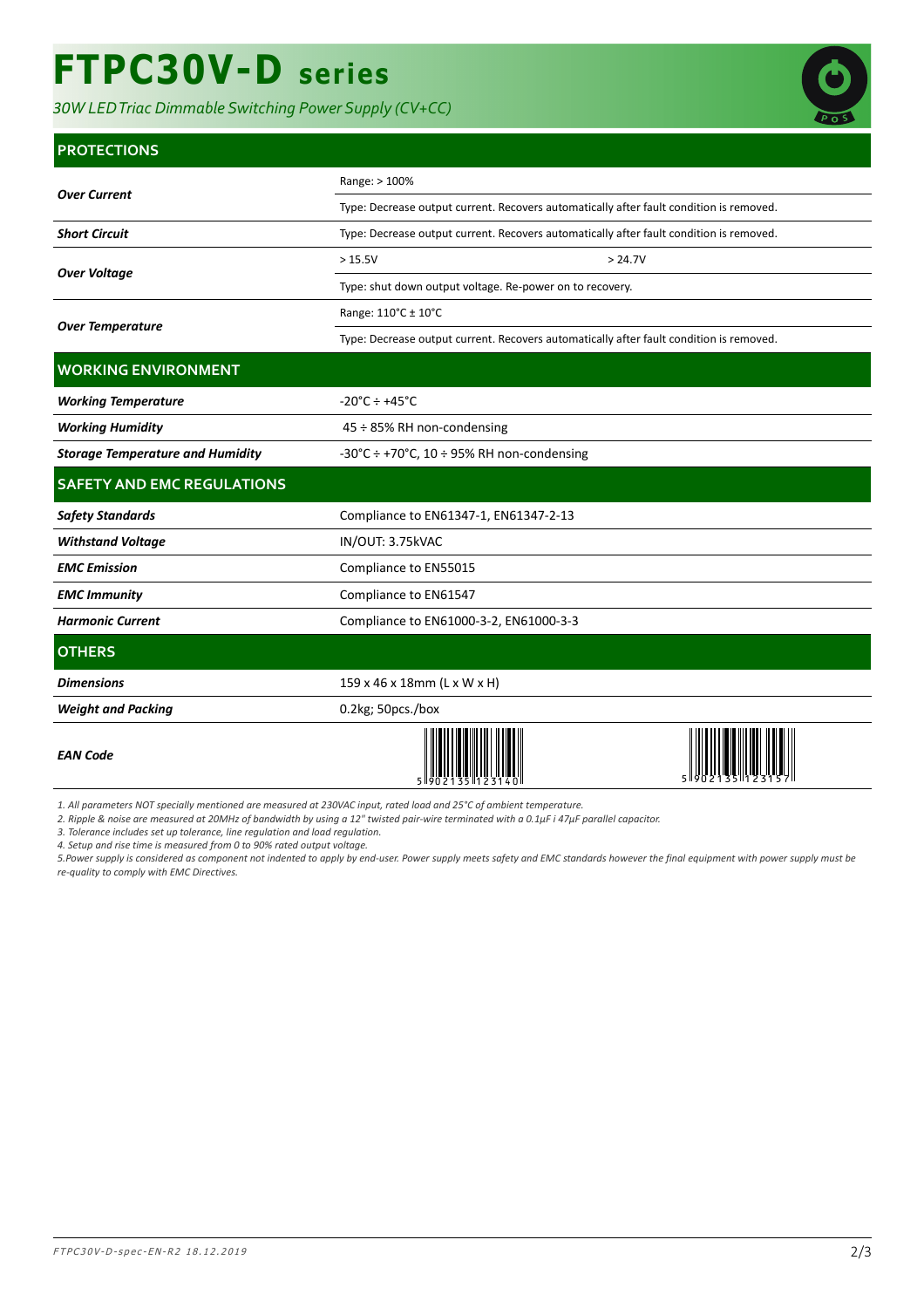# FTPC30V-D series

*30W LED Triac Dimmable Switching Power Supply (CV+CC)*

## PROTECTIONS

| | | |
|---|---|---|
| ***Over Current*** | Range: > 100% | |
| | Type: Decrease output current. Recovers automatically after fault condition is removed. | |
| ***Short Circuit*** | Type: Decrease output current. Recovers automatically after fault condition is removed. | |
| ***Over Voltage*** | > 15.5V | > 24.7V |
| | Type: shut down output voltage. Re-power on to recovery. | |
| ***Over Temperature*** | Range: 110°C ± 10°C | |
| | Type: Decrease output current. Recovers automatically after fault condition is removed. | |

## WORKING ENVIRONMENT

| | |
|---|---|
| ***Working Temperature*** | -20°C ÷ +45°C |
| ***Working Humidity*** | 45 ÷ 85% RH non-condensing |
| ***Storage Temperature and Humidity*** | -30°C ÷ +70°C, 10 ÷ 95% RH non-condensing |

## SAFETY AND EMC REGULATIONS

| | |
|---|---|
| ***Safety Standards*** | Compliance to EN61347-1, EN61347-2-13 |
| ***Withstand Voltage*** | IN/OUT: 3.75kVAC |
| ***EMC Emission*** | Compliance to EN55015 |
| ***EMC Immunity*** | Compliance to EN61547 |
| ***Harmonic Current*** | Compliance to EN61000-3-2, EN61000-3-3 |

## OTHERS

| | | |
|---|---|---|
| ***Dimensions*** | 159 x 46 x 18mm (L x W x H) | |
| ***Weight and Packing*** | 0.2kg; 50pcs./box | |
| ***EAN Code*** | 5 902135 123140 | 5 902135 123157 |

*1. All parameters NOT specially mentioned are measured at 230VAC input, rated load and 25°C of ambient temperature.*

*2. Ripple & noise are measured at 20MHz of bandwidth by using a 12" twisted pair-wire terminated with a 0.1µF i 47µF parallel capacitor.*

*3. Tolerance includes set up tolerance, line regulation and load regulation.*

*4. Setup and rise time is measured from 0 to 90% rated output voltage.*

*5.Power supply is considered as component not indented to apply by end-user. Power supply meets safety and EMC standards however the final equipment with power supply must be re-quality to comply with EMC Directives.*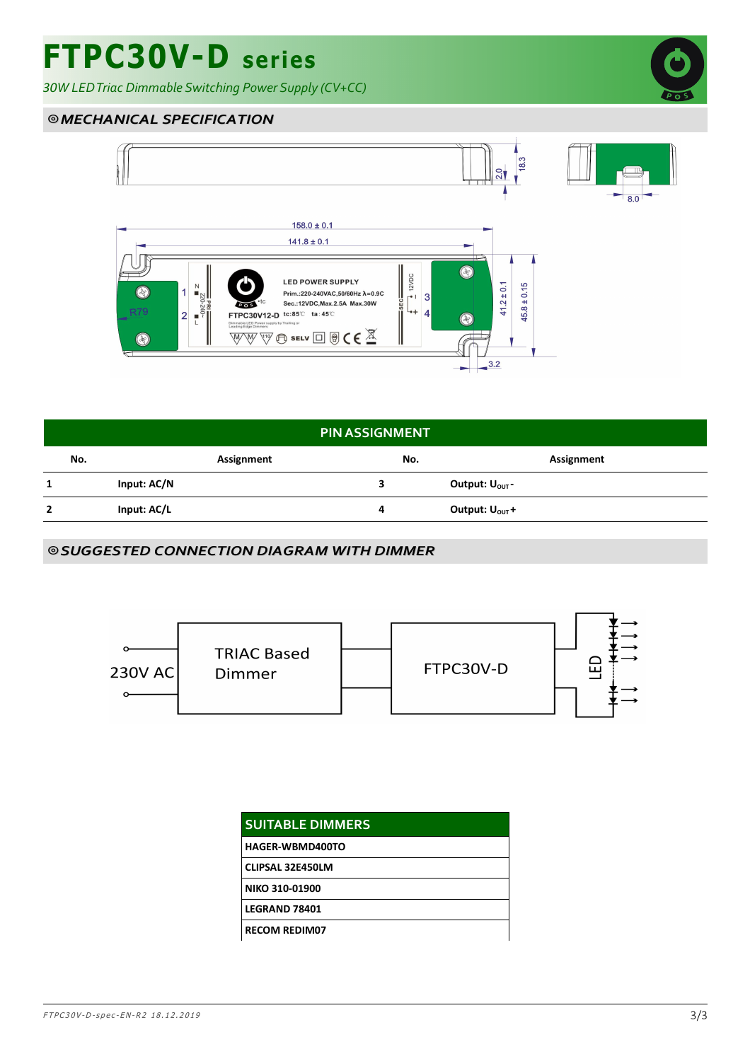# FTPC30V-D series

*30W LED Triac Dimmable Switching Power Supply (CV+CC)*

## ◎ MECHANICAL SPECIFICATION

158.0 ± 0.1

141.8 ± 0.1

41.2 ± 0.1

45.8 ± 0.15

18.3

2.0

8.0

3.2

## PIN ASSIGNMENT

| No. | Assignment | No. | Assignment |
|---|---|---|---|
| 1 | Input: AC/N | 3 | Output: $U_{OUT}$- |
| 2 | Input: AC/L | 4 | Output: $U_{OUT}$+ |

## ◎ SUGGESTED CONNECTION DIAGRAM WITH DIMMER

230V AC

TRIAC Based Dimmer

FTPC30V-D

LED

| SUITABLE DIMMERS |
|---|
| HAGER-WBMD400TO |
| CLIPSAL 32E450LM |
| NIKO 310-01900 |
| LEGRAND 78401 |
| RECOM REDIM07 |

FTPC30V-D-spec-EN-R2 18.12.2019